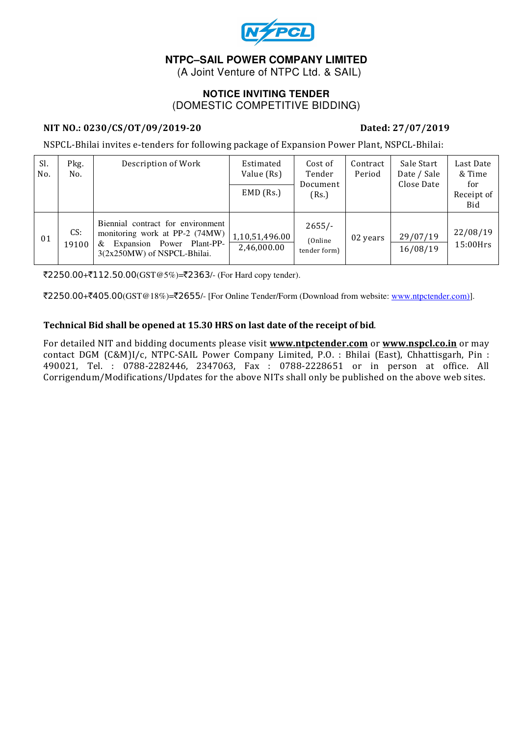# NTPC–SAIL POWER COMPANY LIMITED

(A Joint Venture of NTPC Ltd. & SAIL)

## NOTICE INVITING TENDER

(DOMESTIC COMPETITIVE BIDDING)

**NIT NO.: 0230/CS/OT/09/2019-20** **Dated: 27/07/2019**

NSPCL-Bhilai invites e-tenders for following package of Expansion Power Plant, NSPCL-Bhilai:

| Sl. No. | Pkg. No. | Description of Work | Estimated Value (Rs) / EMD (Rs.) | Cost of Tender Document (Rs.) | Contract Period | Sale Start Date / Sale Close Date | Last Date & Time for Receipt of Bid |
|---|---|---|---|---|---|---|---|
| 01 | CS: 19100 | Biennial contract for environment monitoring work at PP-2 (74MW) & Expansion Power Plant-PP-3(2x250MW) of NSPCL-Bhilai. | 1,10,51,496.00 / 2,46,000.00 | 2655/- (Online tender form) | 02 years | 29/07/19 / 16/08/19 | 22/08/19 15:00Hrs |

₹2250.00+₹112.50.00(GST@5%)=₹2363/- (For Hard copy tender).

₹2250.00+₹405.00(GST@18%)=₹2655/- [For Online Tender/Form (Download from website: www.ntpctender.com)].

**Technical Bid shall be opened at 15.30 HRS on last date of the receipt of bid**.

For detailed NIT and bidding documents please visit **www.ntpctender.com** or **www.nspcl.co.in** or may contact DGM (C&M)I/c, NTPC-SAIL Power Company Limited, P.O. : Bhilai (East), Chhattisgarh, Pin : 490021, Tel. : 0788-2282446, 2347063, Fax : 0788-2228651 or in person at office. All Corrigendum/Modifications/Updates for the above NITs shall only be published on the above web sites.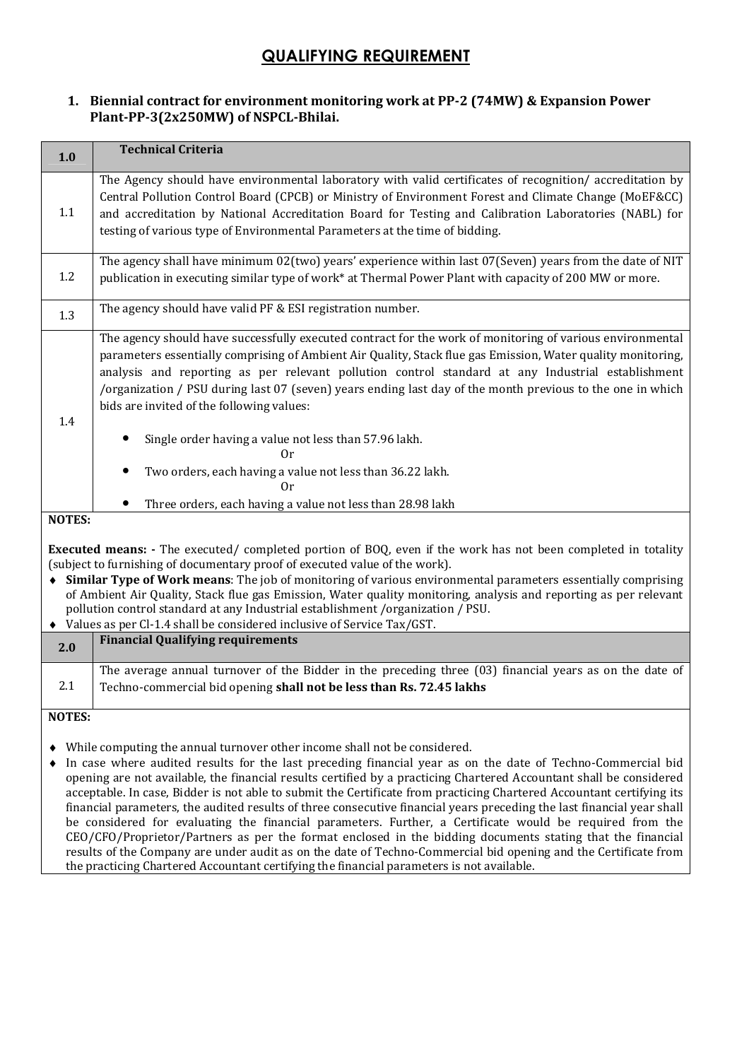# QUALIFYING REQUIREMENT

**1. Biennial contract for environment monitoring work at PP-2 (74MW) & Expansion Power Plant-PP-3(2x250MW) of NSPCL-Bhilai.**

| 1.0 | Technical Criteria |
|---|---|
| 1.1 | The Agency should have environmental laboratory with valid certificates of recognition/ accreditation by Central Pollution Control Board (CPCB) or Ministry of Environment Forest and Climate Change (MoEF&CC) and accreditation by National Accreditation Board for Testing and Calibration Laboratories (NABL) for testing of various type of Environmental Parameters at the time of bidding. |
| 1.2 | The agency shall have minimum 02(two) years' experience within last 07(Seven) years from the date of NIT publication in executing similar type of work* at Thermal Power Plant with capacity of 200 MW or more. |
| 1.3 | The agency should have valid PF & ESI registration number. |
| 1.4 | The agency should have successfully executed contract for the work of monitoring of various environmental parameters essentially comprising of Ambient Air Quality, Stack flue gas Emission, Water quality monitoring, analysis and reporting as per relevant pollution control standard at any Industrial establishment /organization / PSU during last 07 (seven) years ending last day of the month previous to the one in which bids are invited of the following values:<br><br>• Single order having a value not less than 57.96 lakh.<br>Or<br>• Two orders, each having a value not less than 36.22 lakh.<br>Or<br>• Three orders, each having a value not less than 28.98 lakh |

**NOTES:**

**Executed means: -** The executed/ completed portion of BOQ, even if the work has not been completed in totality (subject to furnishing of documentary proof of executed value of the work).

- **Similar Type of Work means**: The job of monitoring of various environmental parameters essentially comprising of Ambient Air Quality, Stack flue gas Emission, Water quality monitoring, analysis and reporting as per relevant pollution control standard at any Industrial establishment /organization / PSU.
- Values as per Cl-1.4 shall be considered inclusive of Service Tax/GST.

| 2.0 | Financial Qualifying requirements |
|---|---|
| 2.1 | The average annual turnover of the Bidder in the preceding three (03) financial years as on the date of Techno-commercial bid opening **shall not be less than Rs. 72.45 lakhs** |

**NOTES:**

- While computing the annual turnover other income shall not be considered.
- In case where audited results for the last preceding financial year as on the date of Techno-Commercial bid opening are not available, the financial results certified by a practicing Chartered Accountant shall be considered acceptable. In case, Bidder is not able to submit the Certificate from practicing Chartered Accountant certifying its financial parameters, the audited results of three consecutive financial years preceding the last financial year shall be considered for evaluating the financial parameters. Further, a Certificate would be required from the CEO/CFO/Proprietor/Partners as per the format enclosed in the bidding documents stating that the financial results of the Company are under audit as on the date of Techno-Commercial bid opening and the Certificate from the practicing Chartered Accountant certifying the financial parameters is not available.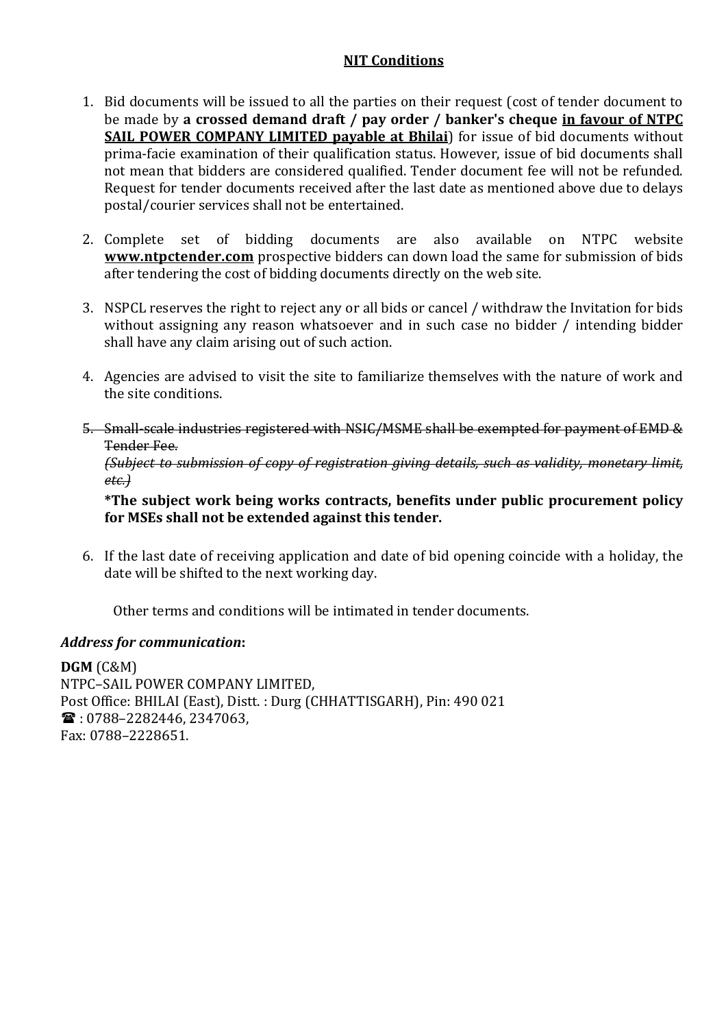## NIT Conditions

1. Bid documents will be issued to all the parties on their request (cost of tender document to be made by **a crossed demand draft / pay order / banker's cheque** **in favour of NTPC SAIL POWER COMPANY LIMITED payable at Bhilai**) for issue of bid documents without prima-facie examination of their qualification status. However, issue of bid documents shall not mean that bidders are considered qualified. Tender document fee will not be refunded. Request for tender documents received after the last date as mentioned above due to delays postal/courier services shall not be entertained.

2. Complete set of bidding documents are also available on NTPC website **www.ntpctender.com** prospective bidders can down load the same for submission of bids after tendering the cost of bidding documents directly on the web site.

3. NSPCL reserves the right to reject any or all bids or cancel / withdraw the Invitation for bids without assigning any reason whatsoever and in such case no bidder / intending bidder shall have any claim arising out of such action.

4. Agencies are advised to visit the site to familiarize themselves with the nature of work and the site conditions.

5. ~~Small-scale industries registered with NSIC/MSME shall be exempted for payment of EMD & Tender Fee.~~
   ~~*(Subject to submission of copy of registration giving details, such as validity, monetary limit, etc.)*~~
   **\*The subject work being works contracts, benefits under public procurement policy for MSEs shall not be extended against this tender.**

6. If the last date of receiving application and date of bid opening coincide with a holiday, the date will be shifted to the next working day.

Other terms and conditions will be intimated in tender documents.

***Address for communication*:**

**DGM** (C&M)
NTPC–SAIL POWER COMPANY LIMITED,
Post Office: BHILAI (East), Distt. : Durg (CHHATTISGARH), Pin: 490 021
☎ : 0788–2282446, 2347063,
Fax: 0788–2228651.